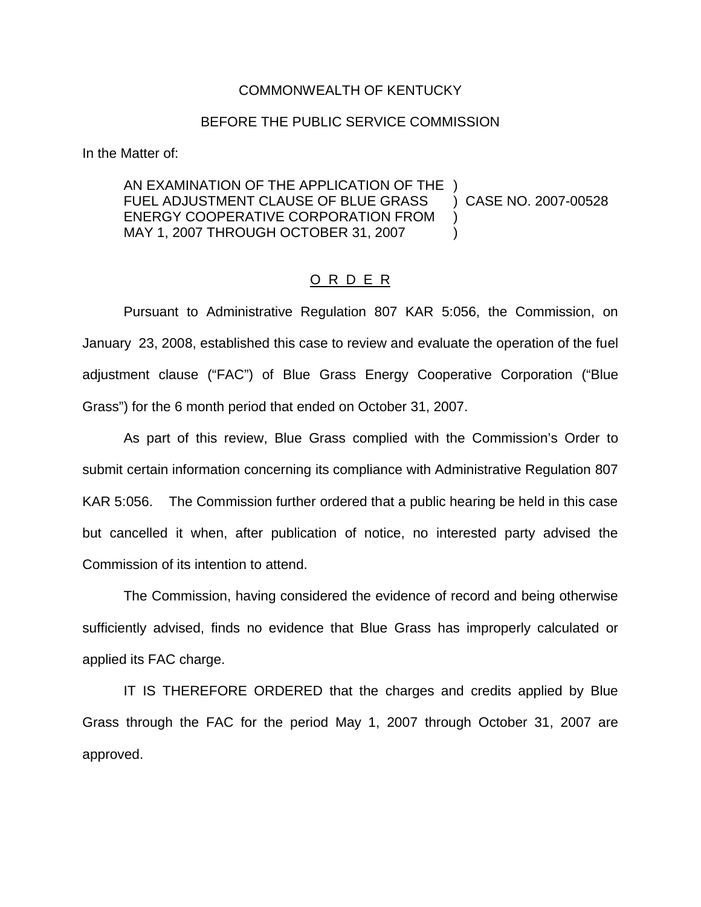COMMONWEALTH OF KENTUCKY

BEFORE THE PUBLIC SERVICE COMMISSION

In the Matter of:

AN EXAMINATION OF THE APPLICATION OF THE FUEL ADJUSTMENT CLAUSE OF BLUE GRASS ENERGY COOPERATIVE CORPORATION FROM MAY 1, 2007 THROUGH OCTOBER 31, 2007 ) CASE NO. 2007-00528

O R D E R

Pursuant to Administrative Regulation 807 KAR 5:056, the Commission, on January 23, 2008, established this case to review and evaluate the operation of the fuel adjustment clause ("FAC") of Blue Grass Energy Cooperative Corporation ("Blue Grass") for the 6 month period that ended on October 31, 2007.

As part of this review, Blue Grass complied with the Commission's Order to submit certain information concerning its compliance with Administrative Regulation 807 KAR 5:056. The Commission further ordered that a public hearing be held in this case but cancelled it when, after publication of notice, no interested party advised the Commission of its intention to attend.

The Commission, having considered the evidence of record and being otherwise sufficiently advised, finds no evidence that Blue Grass has improperly calculated or applied its FAC charge.

IT IS THEREFORE ORDERED that the charges and credits applied by Blue Grass through the FAC for the period May 1, 2007 through October 31, 2007 are approved.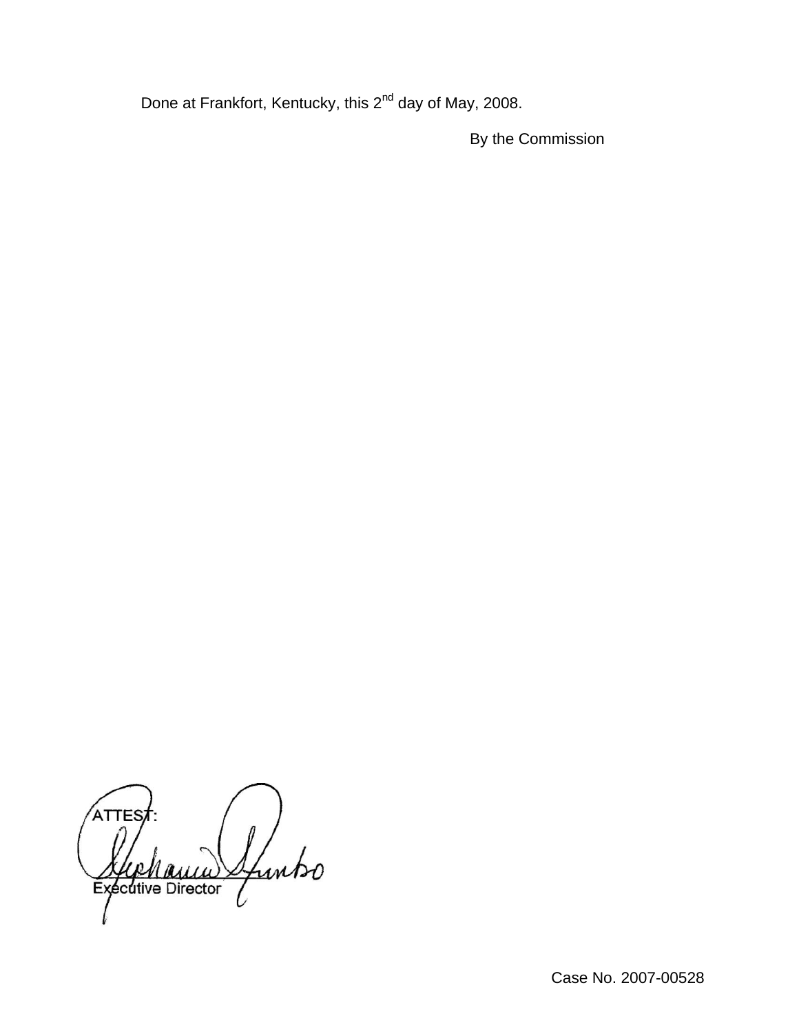Done at Frankfort, Kentucky, this 2nd day of May, 2008.

By the Commission

ATTEST:

Executive Director

Case No. 2007-00528